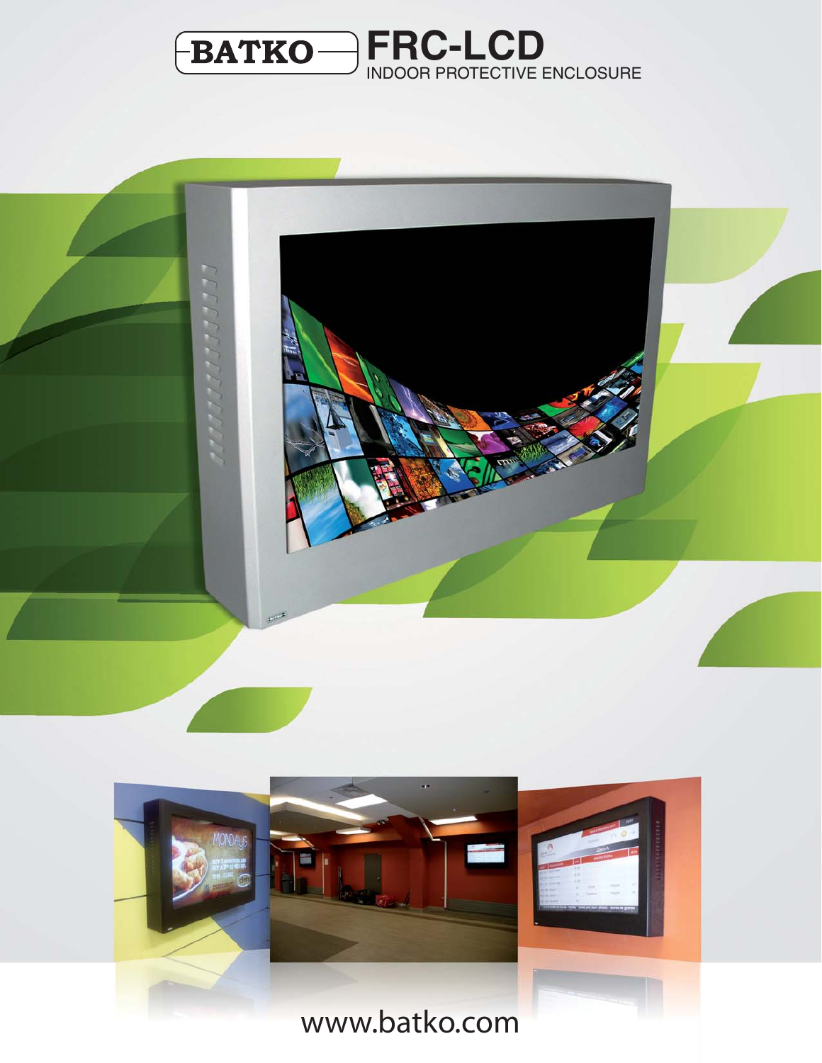# BATKO FRC-LCD

## INDOOR PROTECTIVE ENCLOSURE

www.batko.com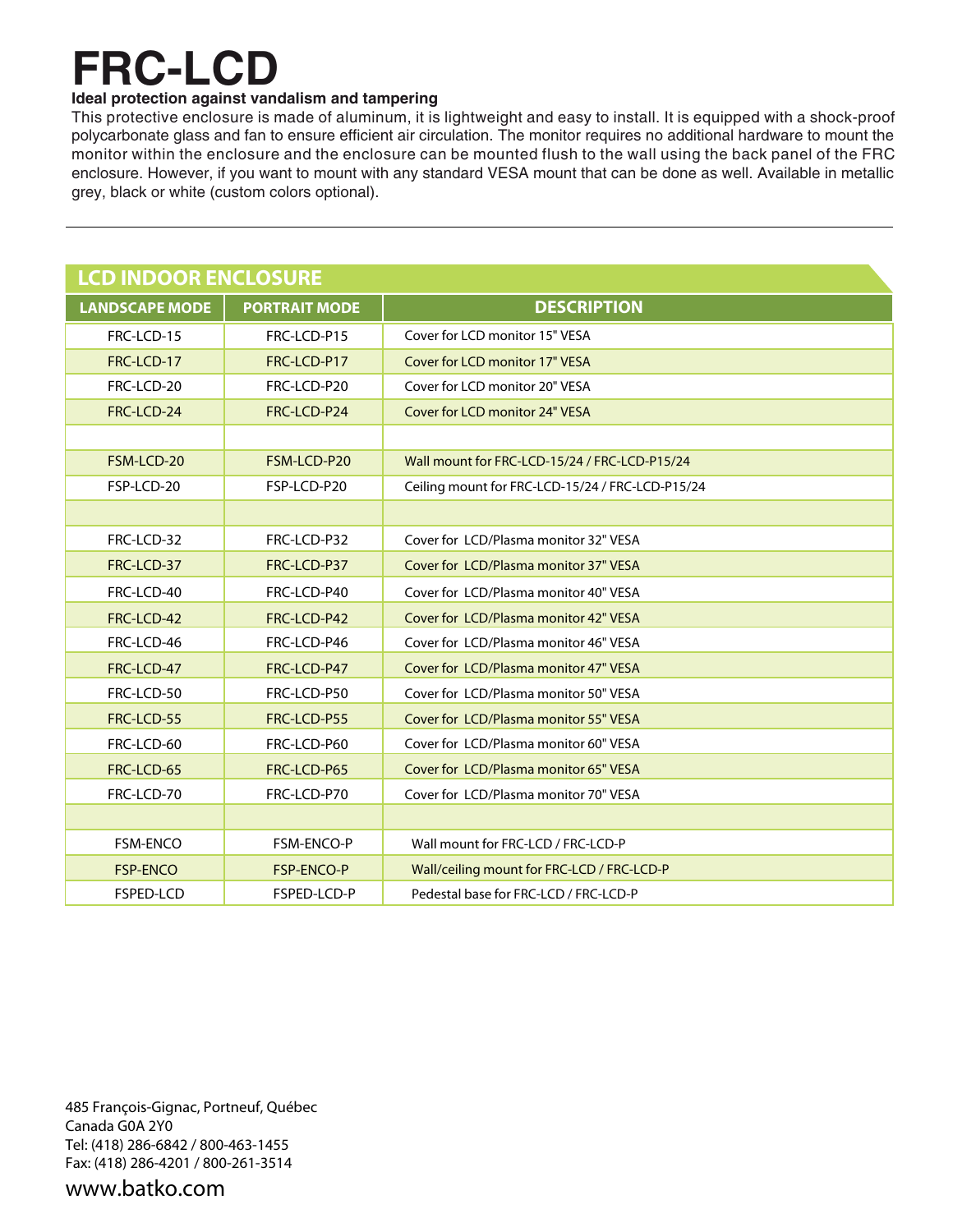# FRC-LCD

**Ideal protection against vandalism and tampering**

This protective enclosure is made of aluminum, it is lightweight and easy to install. It is equipped with a shock-proof polycarbonate glass and fan to ensure efficient air circulation. The monitor requires no additional hardware to mount the monitor within the enclosure and the enclosure can be mounted flush to the wall using the back panel of the FRC enclosure. However, if you want to mount with any standard VESA mount that can be done as well. Available in metallic grey, black or white (custom colors optional).

---

## LCD INDOOR ENCLOSURE

| LANDSCAPE MODE | PORTRAIT MODE | DESCRIPTION |
|---|---|---|
| FRC-LCD-15 | FRC-LCD-P15 | Cover for LCD monitor 15" VESA |
| FRC-LCD-17 | FRC-LCD-P17 | Cover for LCD monitor 17" VESA |
| FRC-LCD-20 | FRC-LCD-P20 | Cover for LCD monitor 20" VESA |
| FRC-LCD-24 | FRC-LCD-P24 | Cover for LCD monitor 24" VESA |
| | | |
| FSM-LCD-20 | FSM-LCD-P20 | Wall mount for FRC-LCD-15/24 / FRC-LCD-P15/24 |
| FSP-LCD-20 | FSP-LCD-P20 | Ceiling mount for FRC-LCD-15/24 / FRC-LCD-P15/24 |
| | | |
| FRC-LCD-32 | FRC-LCD-P32 | Cover for LCD/Plasma monitor 32" VESA |
| FRC-LCD-37 | FRC-LCD-P37 | Cover for LCD/Plasma monitor 37" VESA |
| FRC-LCD-40 | FRC-LCD-P40 | Cover for LCD/Plasma monitor 40" VESA |
| FRC-LCD-42 | FRC-LCD-P42 | Cover for LCD/Plasma monitor 42" VESA |
| FRC-LCD-46 | FRC-LCD-P46 | Cover for LCD/Plasma monitor 46" VESA |
| FRC-LCD-47 | FRC-LCD-P47 | Cover for LCD/Plasma monitor 47" VESA |
| FRC-LCD-50 | FRC-LCD-P50 | Cover for LCD/Plasma monitor 50" VESA |
| FRC-LCD-55 | FRC-LCD-P55 | Cover for LCD/Plasma monitor 55" VESA |
| FRC-LCD-60 | FRC-LCD-P60 | Cover for LCD/Plasma monitor 60" VESA |
| FRC-LCD-65 | FRC-LCD-P65 | Cover for LCD/Plasma monitor 65" VESA |
| FRC-LCD-70 | FRC-LCD-P70 | Cover for LCD/Plasma monitor 70" VESA |
| | | |
| FSM-ENCO | FSM-ENCO-P | Wall mount for FRC-LCD / FRC-LCD-P |
| FSP-ENCO | FSP-ENCO-P | Wall/ceiling mount for FRC-LCD / FRC-LCD-P |
| FSPED-LCD | FSPED-LCD-P | Pedestal base for FRC-LCD / FRC-LCD-P |

485 François-Gignac, Portneuf, Québec
Canada G0A 2Y0
Tel: (418) 286-6842 / 800-463-1455
Fax: (418) 286-4201 / 800-261-3514

www.batko.com